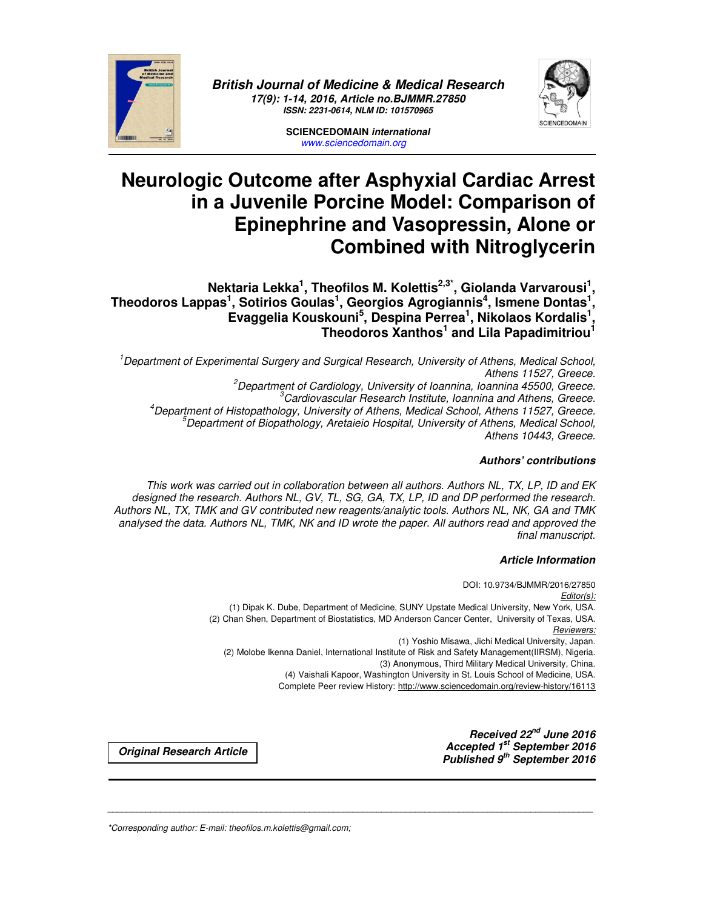# Neurologic Outcome after Asphyxial Cardiac Arrest in a Juvenile Porcine Model: Comparison of Epinephrine and Vasopressin, Alone or Combined with Nitroglycerin

**Nektaria Lekka[1], Theofilos M. Kolettis[2,3*], Giolanda Varvarousi[1], Theodoros Lappas[1], Sotirios Goulas[1], Georgios Agrogiannis[4], Ismene Dontas[1], Evaggelia Kouskouni[5], Despina Perrea[1], Nikolaos Kordalis[1], Theodoros Xanthos[1] and Lila Papadimitriou[1]**

*[1]Department of Experimental Surgery and Surgical Research, University of Athens, Medical School, Athens 11527, Greece.*
*[2]Department of Cardiology, University of Ioannina, Ioannina 45500, Greece.*
*[3]Cardiovascular Research Institute, Ioannina and Athens, Greece.*
*[4]Department of Histopathology, University of Athens, Medical School, Athens 11527, Greece.*
*[5]Department of Biopathology, Aretaieio Hospital, University of Athens, Medical School, Athens 10443, Greece.*

### *Authors' contributions*

*This work was carried out in collaboration between all authors. Authors NL, TX, LP, ID and EK designed the research. Authors NL, GV, TL, SG, GA, TX, LP, ID and DP performed the research. Authors NL, TX, TMK and GV contributed new reagents/analytic tools. Authors NL, NK, GA and TMK analysed the data. Authors NL, TMK, NK and ID wrote the paper. All authors read and approved the final manuscript.*

### *Article Information*

DOI: 10.9734/BJMMR/2016/27850

*Editor(s):*
(1) Dipak K. Dube, Department of Medicine, SUNY Upstate Medical University, New York, USA.
(2) Chan Shen, Department of Biostatistics, MD Anderson Cancer Center, University of Texas, USA.

*Reviewers:*
(1) Yoshio Misawa, Jichi Medical University, Japan.
(2) Molobe Ikenna Daniel, International Institute of Risk and Safety Management(IIRSM), Nigeria.
(3) Anonymous, Third Military Medical University, China.
(4) Vaishali Kapoor, Washington University in St. Louis School of Medicine, USA.

Complete Peer review History: http://www.sciencedomain.org/review-history/16113

**Original Research Article**

***Received 22nd June 2016***
***Accepted 1st September 2016***
***Published 9th September 2016***

*Corresponding author: E-mail: theofilos.m.kolettis@gmail.com;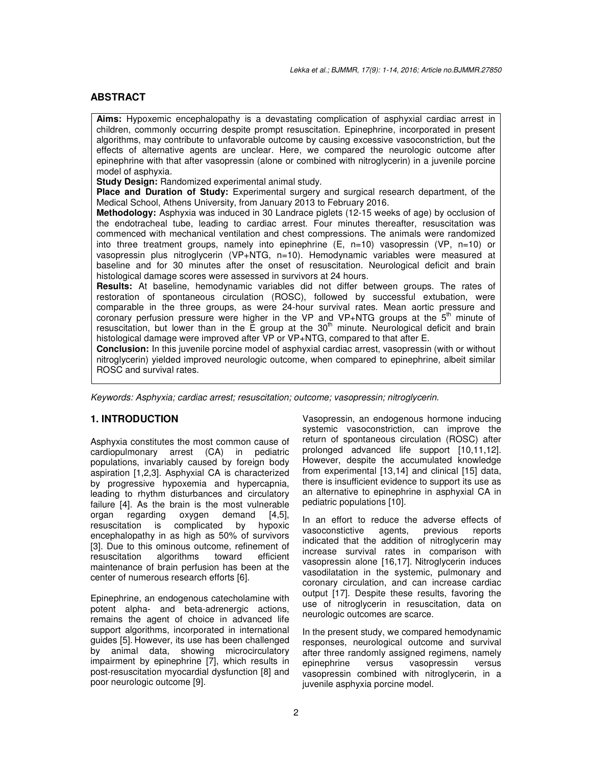## ABSTRACT

**Aims:** Hypoxemic encephalopathy is a devastating complication of asphyxial cardiac arrest in children, commonly occurring despite prompt resuscitation. Epinephrine, incorporated in present algorithms, may contribute to unfavorable outcome by causing excessive vasoconstriction, but the effects of alternative agents are unclear. Here, we compared the neurologic outcome after epinephrine with that after vasopressin (alone or combined with nitroglycerin) in a juvenile porcine model of asphyxia.

**Study Design:** Randomized experimental animal study.

**Place and Duration of Study:** Experimental surgery and surgical research department, of the Medical School, Athens University, from January 2013 to February 2016.

**Methodology:** Asphyxia was induced in 30 Landrace piglets (12-15 weeks of age) by occlusion of the endotracheal tube, leading to cardiac arrest. Four minutes thereafter, resuscitation was commenced with mechanical ventilation and chest compressions. The animals were randomized into three treatment groups, namely into epinephrine (E, n=10) vasopressin (VP, n=10) or vasopressin plus nitroglycerin (VP+NTG, n=10). Hemodynamic variables were measured at baseline and for 30 minutes after the onset of resuscitation. Neurological deficit and brain histological damage scores were assessed in survivors at 24 hours.

**Results:** At baseline, hemodynamic variables did not differ between groups. The rates of restoration of spontaneous circulation (ROSC), followed by successful extubation, were comparable in the three groups, as were 24-hour survival rates. Mean aortic pressure and coronary perfusion pressure were higher in the VP and VP+NTG groups at the 5th minute of resuscitation, but lower than in the E group at the 30th minute. Neurological deficit and brain histological damage were improved after VP or VP+NTG, compared to that after E.

**Conclusion:** In this juvenile porcine model of asphyxial cardiac arrest, vasopressin (with or without nitroglycerin) yielded improved neurologic outcome, when compared to epinephrine, albeit similar ROSC and survival rates.

*Keywords: Asphyxia; cardiac arrest; resuscitation; outcome; vasopressin; nitroglycerin.*

## 1. INTRODUCTION

Asphyxia constitutes the most common cause of cardiopulmonary arrest (CA) in pediatric populations, invariably caused by foreign body aspiration [1,2,3]. Asphyxial CA is characterized by progressive hypoxemia and hypercapnia, leading to rhythm disturbances and circulatory failure [4]. As the brain is the most vulnerable organ regarding oxygen demand [4,5], resuscitation is complicated by hypoxic encephalopathy in as high as 50% of survivors [3]. Due to this ominous outcome, refinement of resuscitation algorithms toward efficient maintenance of brain perfusion has been at the center of numerous research efforts [6].

Epinephrine, an endogenous catecholamine with potent alpha- and beta-adrenergic actions, remains the agent of choice in advanced life support algorithms, incorporated in international guides [5]. However, its use has been challenged by animal data, showing microcirculatory impairment by epinephrine [7], which results in post-resuscitation myocardial dysfunction [8] and poor neurologic outcome [9].

Vasopressin, an endogenous hormone inducing systemic vasoconstriction, can improve the return of spontaneous circulation (ROSC) after prolonged advanced life support [10,11,12]. However, despite the accumulated knowledge from experimental [13,14] and clinical [15] data, there is insufficient evidence to support its use as an alternative to epinephrine in asphyxial CA in pediatric populations [10].

In an effort to reduce the adverse effects of vasoconstictive agents, previous reports indicated that the addition of nitroglycerin may increase survival rates in comparison with vasopressin alone [16,17]. Nitroglycerin induces vasodilatation in the systemic, pulmonary and coronary circulation, and can increase cardiac output [17]. Despite these results, favoring the use of nitroglycerin in resuscitation, data on neurologic outcomes are scarce.

In the present study, we compared hemodynamic responses, neurological outcome and survival after three randomly assigned regimens, namely epinephrine versus vasopressin versus vasopressin combined with nitroglycerin, in a juvenile asphyxia porcine model.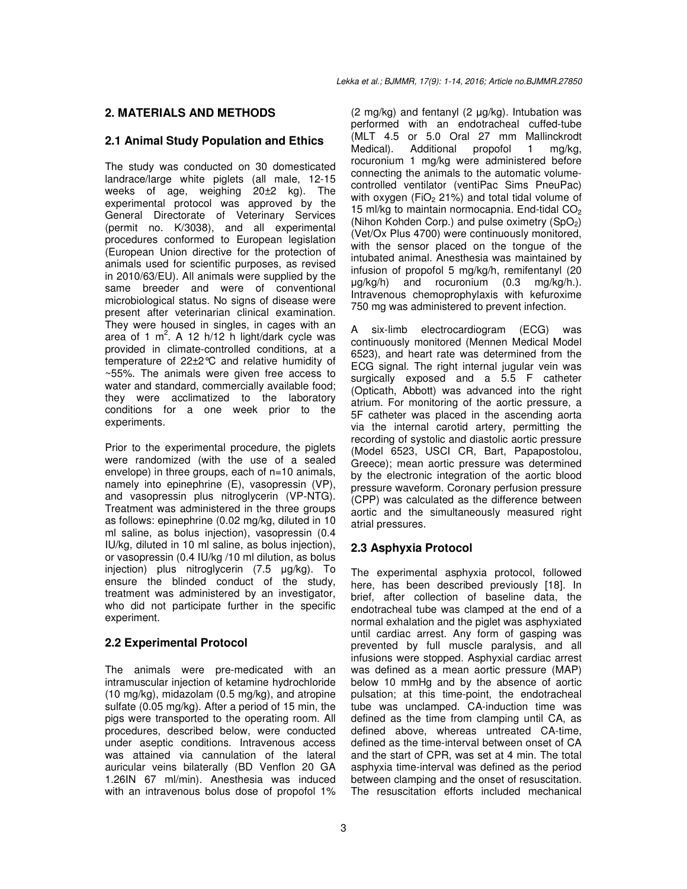## 2. MATERIALS AND METHODS

### 2.1 Animal Study Population and Ethics

The study was conducted on 30 domesticated landrace/large white piglets (all male, 12-15 weeks of age, weighing 20±2 kg). The experimental protocol was approved by the General Directorate of Veterinary Services (permit no. K/3038), and all experimental procedures conformed to European legislation (European Union directive for the protection of animals used for scientific purposes, as revised in 2010/63/EU). All animals were supplied by the same breeder and were of conventional microbiological status. No signs of disease were present after veterinarian clinical examination. They were housed in singles, in cages with an area of 1 $m^2$. A 12 h/12 h light/dark cycle was provided in climate-controlled conditions, at a temperature of 22±2℃ and relative humidity of ~55%. The animals were given free access to water and standard, commercially available food; they were acclimatized to the laboratory conditions for a one week prior to the experiments.

Prior to the experimental procedure, the piglets were randomized (with the use of a sealed envelope) in three groups, each of n=10 animals, namely into epinephrine (E), vasopressin (VP), and vasopressin plus nitroglycerin (VP-NTG). Treatment was administered in the three groups as follows: epinephrine (0.02 mg/kg, diluted in 10 ml saline, as bolus injection), vasopressin (0.4 IU/kg, diluted in 10 ml saline, as bolus injection), or vasopressin (0.4 IU/kg /10 ml dilution, as bolus injection) plus nitroglycerin (7.5 μg/kg). To ensure the blinded conduct of the study, treatment was administered by an investigator, who did not participate further in the specific experiment.

### 2.2 Experimental Protocol

The animals were pre-medicated with an intramuscular injection of ketamine hydrochloride (10 mg/kg), midazolam (0.5 mg/kg), and atropine sulfate (0.05 mg/kg). After a period of 15 min, the pigs were transported to the operating room. All procedures, described below, were conducted under aseptic conditions. Intravenous access was attained via cannulation of the lateral auricular veins bilaterally (BD Venflon 20 GA 1.26IN 67 ml/min). Anesthesia was induced with an intravenous bolus dose of propofol 1% (2 mg/kg) and fentanyl (2 μg/kg). Intubation was performed with an endotracheal cuffed-tube (MLT 4.5 or 5.0 Oral 27 mm Mallinckrodt Medical). Additional propofol 1 mg/kg, rocuronium 1 mg/kg were administered before connecting the animals to the automatic volume-controlled ventilator (ventiPac Sims PneuPac) with oxygen ($FiO_2$ 21%) and total tidal volume of 15 ml/kg to maintain normocapnia. End-tidal $CO_2$ (Nihon Kohden Corp.) and pulse oximetry ($SpO_2$) (Vet/Ox Plus 4700) were continuously monitored, with the sensor placed on the tongue of the intubated animal. Anesthesia was maintained by infusion of propofol 5 mg/kg/h, remifentanyl (20 μg/kg/h) and rocuronium (0.3 mg/kg/h.). Intravenous chemoprophylaxis with kefuroxime 750 mg was administered to prevent infection.

A six-limb electrocardiogram (ECG) was continuously monitored (Mennen Medical Model 6523), and heart rate was determined from the ECG signal. The right internal jugular vein was surgically exposed and a 5.5 F catheter (Opticath, Abbott) was advanced into the right atrium. For monitoring of the aortic pressure, a 5F catheter was placed in the ascending aorta via the internal carotid artery, permitting the recording of systolic and diastolic aortic pressure (Model 6523, USCI CR, Bart, Papapostolou, Greece); mean aortic pressure was determined by the electronic integration of the aortic blood pressure waveform. Coronary perfusion pressure (CPP) was calculated as the difference between aortic and the simultaneously measured right atrial pressures.

### 2.3 Asphyxia Protocol

The experimental asphyxia protocol, followed here, has been described previously [18]. In brief, after collection of baseline data, the endotracheal tube was clamped at the end of a normal exhalation and the piglet was asphyxiated until cardiac arrest. Any form of gasping was prevented by full muscle paralysis, and all infusions were stopped. Asphyxial cardiac arrest was defined as a mean aortic pressure (MAP) below 10 mmHg and by the absence of aortic pulsation; at this time-point, the endotracheal tube was unclamped. CA-induction time was defined as the time from clamping until CA, as defined above, whereas untreated CA-time, defined as the time-interval between onset of CA and the start of CPR, was set at 4 min. The total asphyxia time-interval was defined as the period between clamping and the onset of resuscitation. The resuscitation efforts included mechanical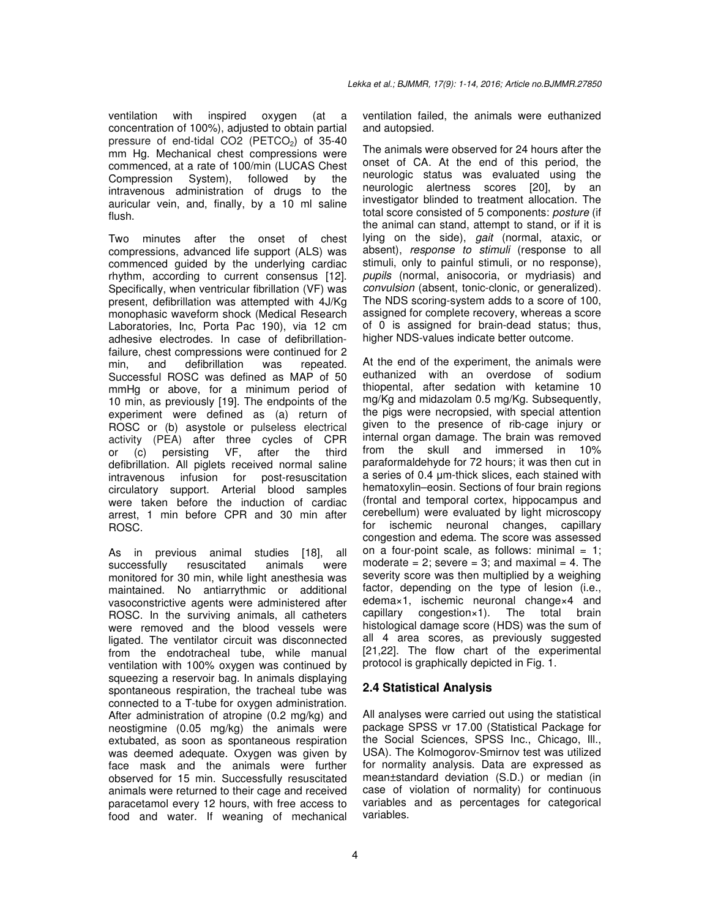ventilation with inspired oxygen (at a concentration of 100%), adjusted to obtain partial pressure of end-tidal CO2 ($PETCO_2$) of 35-40 mm Hg. Mechanical chest compressions were commenced, at a rate of 100/min (LUCAS Chest Compression System), followed by the intravenous administration of drugs to the auricular vein, and, finally, by a 10 ml saline flush.

Two minutes after the onset of chest compressions, advanced life support (ALS) was commenced guided by the underlying cardiac rhythm, according to current consensus [12]. Specifically, when ventricular fibrillation (VF) was present, defibrillation was attempted with 4J/Kg monophasic waveform shock (Medical Research Laboratories, Inc, Porta Pac 190), via 12 cm adhesive electrodes. In case of defibrillation-failure, chest compressions were continued for 2 min, and defibrillation was repeated. Successful ROSC was defined as MAP of 50 mmHg or above, for a minimum period of 10 min, as previously [19]. The endpoints of the experiment were defined as (a) return of ROSC or (b) asystole or pulseless electrical activity (PEA) after three cycles of CPR or (c) persisting VF, after the third defibrillation. All piglets received normal saline intravenous infusion for post-resuscitation circulatory support. Arterial blood samples were taken before the induction of cardiac arrest, 1 min before CPR and 30 min after ROSC.

As in previous animal studies [18], all successfully resuscitated animals were monitored for 30 min, while light anesthesia was maintained. No antiarrythmic or additional vasoconstrictive agents were administered after ROSC. In the surviving animals, all catheters were removed and the blood vessels were ligated. The ventilator circuit was disconnected from the endotracheal tube, while manual ventilation with 100% oxygen was continued by squeezing a reservoir bag. In animals displaying spontaneous respiration, the tracheal tube was connected to a T-tube for oxygen administration. After administration of atropine (0.2 mg/kg) and neostigmine (0.05 mg/kg) the animals were extubated, as soon as spontaneous respiration was deemed adequate. Oxygen was given by face mask and the animals were further observed for 15 min. Successfully resuscitated animals were returned to their cage and received paracetamol every 12 hours, with free access to food and water. If weaning of mechanical ventilation failed, the animals were euthanized and autopsied.

The animals were observed for 24 hours after the onset of CA. At the end of this period, the neurologic status was evaluated using the neurologic alertness scores [20], by an investigator blinded to treatment allocation. The total score consisted of 5 components: *posture* (if the animal can stand, attempt to stand, or if it is lying on the side), *gait* (normal, ataxic, or absent), *response to stimuli* (response to all stimuli, only to painful stimuli, or no response), *pupils* (normal, anisocoria, or mydriasis) and *convulsion* (absent, tonic-clonic, or generalized). The NDS scoring-system adds to a score of 100, assigned for complete recovery, whereas a score of 0 is assigned for brain-dead status; thus, higher NDS-values indicate better outcome.

At the end of the experiment, the animals were euthanized with an overdose of sodium thiopental, after sedation with ketamine 10 mg/Kg and midazolam 0.5 mg/Kg. Subsequently, the pigs were necropsied, with special attention given to the presence of rib-cage injury or internal organ damage. The brain was removed from the skull and immersed in 10% paraformaldehyde for 72 hours; it was then cut in a series of 0.4 μm-thick slices, each stained with hematoxylin–eosin. Sections of four brain regions (frontal and temporal cortex, hippocampus and cerebellum) were evaluated by light microscopy for ischemic neuronal changes, capillary congestion and edema. The score was assessed on a four-point scale, as follows: minimal = 1; moderate = 2; severe = 3; and maximal = 4. The severity score was then multiplied by a weighing factor, depending on the type of lesion (i.e., edema×1, ischemic neuronal change×4 and capillary congestion×1). The total brain histological damage score (HDS) was the sum of all 4 area scores, as previously suggested [21,22]. The flow chart of the experimental protocol is graphically depicted in Fig. 1.

## 2.4 Statistical Analysis

All analyses were carried out using the statistical package SPSS vr 17.00 (Statistical Package for the Social Sciences, SPSS Inc., Chicago, Ill., USA). The Kolmogorov-Smirnov test was utilized for normality analysis. Data are expressed as mean±standard deviation (S.D.) or median (in case of violation of normality) for continuous variables and as percentages for categorical variables.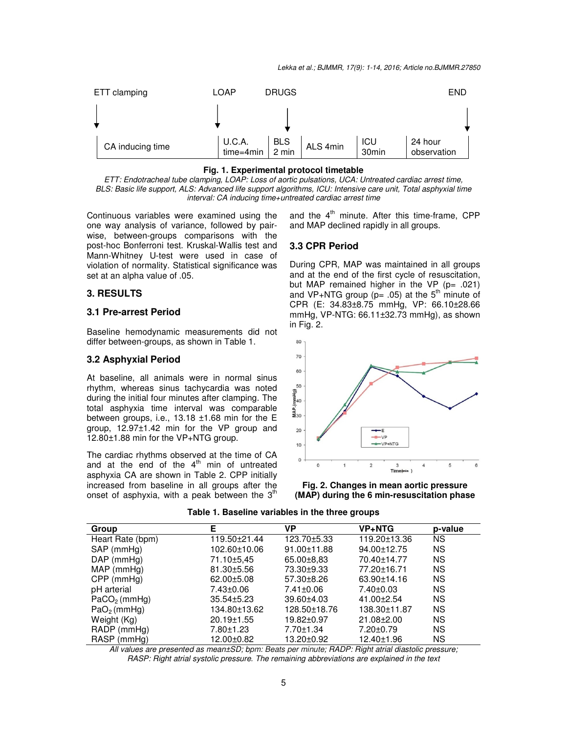ETT clamping | LOAP | DRUGS | END

| CA inducing time | U.C.A. time=4min | BLS 2 min | ALS 4min | ICU 30min | 24 hour observation |
|---|---|---|---|---|---|

**Fig. 1. Experimental protocol timetable**

*ETT: Endotracheal tube clamping, LOAP: Loss of aortic pulsations, UCA: Untreated cardiac arrest time, BLS: Basic life support, ALS: Advanced life support algorithms, ICU: Intensive care unit, Total asphyxial time interval: CA inducing time+untreated cardiac arrest time*

Continuous variables were examined using the one way analysis of variance, followed by pair-wise, between-groups comparisons with the post-hoc Bonferroni test. Kruskal-Wallis test and Mann-Whitney U-test were used in case of violation of normality. Statistical significance was set at an alpha value of .05.

## 3. RESULTS

### 3.1 Pre-arrest Period

Baseline hemodynamic measurements did not differ between-groups, as shown in Table 1.

### 3.2 Asphyxial Period

At baseline, all animals were in normal sinus rhythm, whereas sinus tachycardia was noted during the initial four minutes after clamping. The total asphyxia time interval was comparable between groups, i.e., 13.18 ±1.68 min for the E group, 12.97±1.42 min for the VP group and 12.80±1.88 min for the VP+NTG group.

The cardiac rhythms observed at the time of CA and at the end of the 4th min of untreated asphyxia CA are shown in Table 2. CPP initially increased from baseline in all groups after the onset of asphyxia, with a peak between the 3rd and the 4th minute. After this time-frame, CPP and MAP declined rapidly in all groups.

### 3.3 CPR Period

During CPR, MAP was maintained in all groups and at the end of the first cycle of resuscitation, but MAP remained higher in the VP ($p = .021$) and VP+NTG group ($p = .05$) at the 5th minute of CPR (E: 34.83±8.75 mmHg, VP: 66.10±28.66 mmHg, VP-NTG: 66.11±32.73 mmHg), as shown in Fig. 2.

**Fig. 2. Changes in mean aortic pressure (MAP) during the 6 min-resuscitation phase**

**Table 1. Baseline variables in the three groups**

| Group | E | VP | VP+NTG | p-value |
|---|---|---|---|---|
| Heart Rate (bpm) | 119.50±21.44 | 123.70±5.33 | 119.20±13.36 | NS |
| SAP (mmHg) | 102.60±10.06 | 91.00±11.88 | 94.00±12.75 | NS |
| DAP (mmHg) | 71.10±5,45 | 65.00±8,83 | 70.40±14.77 | NS |
| MAP (mmHg) | 81.30±5.56 | 73.30±9.33 | 77.20±16.71 | NS |
| CPP (mmHg) | 62.00±5.08 | 57.30±8.26 | 63.90±14.16 | NS |
| pH arterial | 7.43±0.06 | 7.41±0.06 | 7.40±0.03 | NS |
| $PaCO_2$ (mmHg) | 35.54±5.23 | 39.60±4.03 | 41.00±2.54 | NS |
| $PaO_2$ (mmHg) | 134.80±13.62 | 128.50±18.76 | 138.30±11.87 | NS |
| Weight (Kg) | 20.19±1.55 | 19.82±0.97 | 21.08±2.00 | NS |
| RADP (mmHg) | 7.80±1.23 | 7.70±1.34 | 7.20±0.79 | NS |
| RASP (mmHg) | 12.00±0.82 | 13.20±0.92 | 12.40±1.96 | NS |

*All values are presented as mean±SD; bpm: Beats per minute; RADP: Right atrial diastolic pressure; RASP: Right atrial systolic pressure. The remaining abbreviations are explained in the text*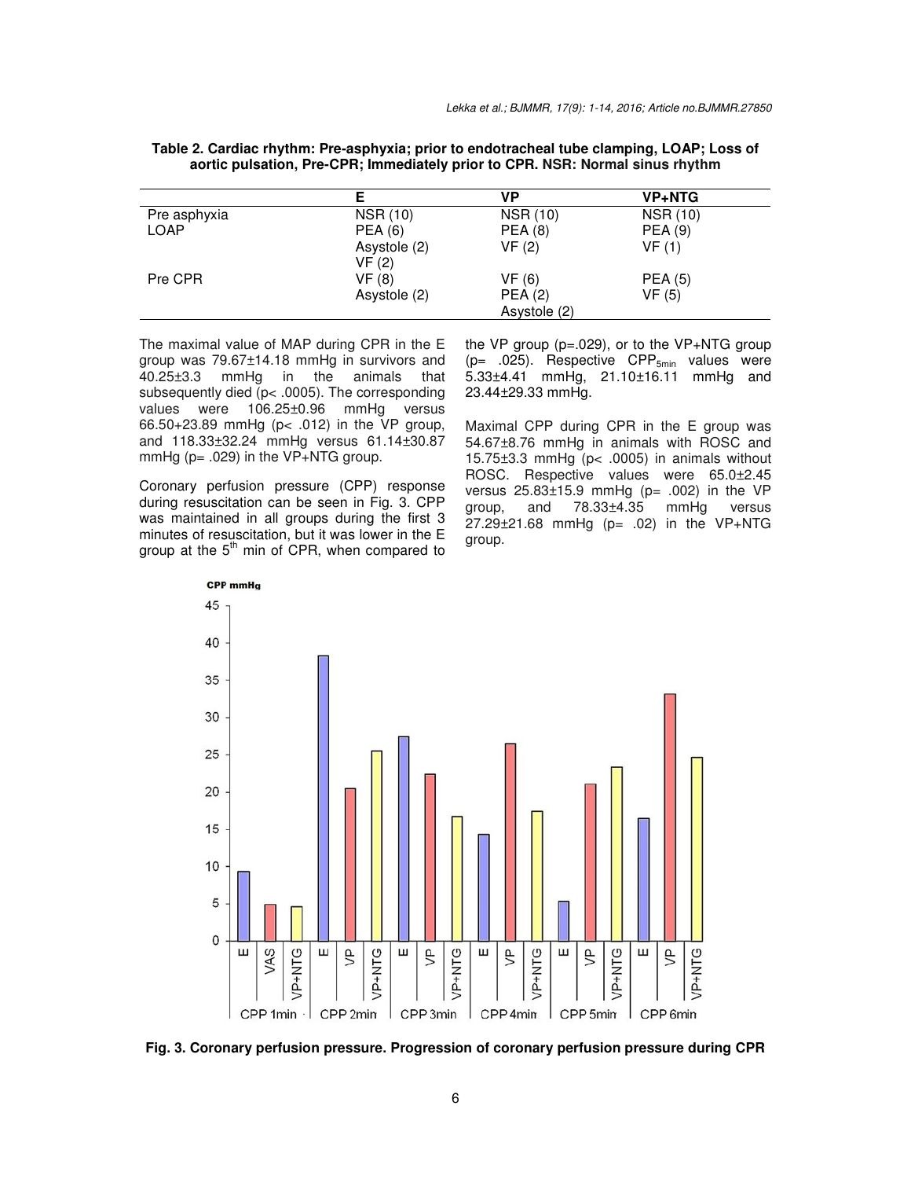**Table 2. Cardiac rhythm: Pre-asphyxia; prior to endotracheal tube clamping, LOAP; Loss of aortic pulsation, Pre-CPR; Immediately prior to CPR. NSR: Normal sinus rhythm**

| | E | VP | VP+NTG |
|---|---|---|---|
| Pre asphyxia | NSR (10) | NSR (10) | NSR (10) |
| LOAP | PEA (6) | PEA (8) | PEA (9) |
| | Asystole (2) | VF (2) | VF (1) |
| | VF (2) | | |
| Pre CPR | VF (8) | VF (6) | PEA (5) |
| | Asystole (2) | PEA (2) | VF (5) |
| | | Asystole (2) | |

The maximal value of MAP during CPR in the E group was 79.67±14.18 mmHg in survivors and 40.25±3.3 mmHg in the animals that subsequently died ($p < .0005$). The corresponding values were 106.25±0.96 mmHg versus 66.50+23.89 mmHg ($p < .012$) in the VP group, and 118.33±32.24 mmHg versus 61.14±30.87 mmHg ($p = .029$) in the VP+NTG group.

Coronary perfusion pressure (CPP) response during resuscitation can be seen in Fig. 3. CPP was maintained in all groups during the first 3 minutes of resuscitation, but it was lower in the E group at the 5[th] min of CPR, when compared to the VP group ($p = .029$), or to the VP+NTG group ($p = .025$). Respective $CPP_{5min}$ values were 5.33±4.41 mmHg, 21.10±16.11 mmHg and 23.44±29.33 mmHg.

Maximal CPP during CPR in the E group was 54.67±8.76 mmHg in animals with ROSC and 15.75±3.3 mmHg ($p < .0005$) in animals without ROSC. Respective values were 65.0±2.45 versus 25.83±15.9 mmHg ($p = .002$) in the VP group, and 78.33±4.35 mmHg versus 27.29±21.68 mmHg ($p = .02$) in the VP+NTG group.

**Fig. 3. Coronary perfusion pressure. Progression of coronary perfusion pressure during CPR**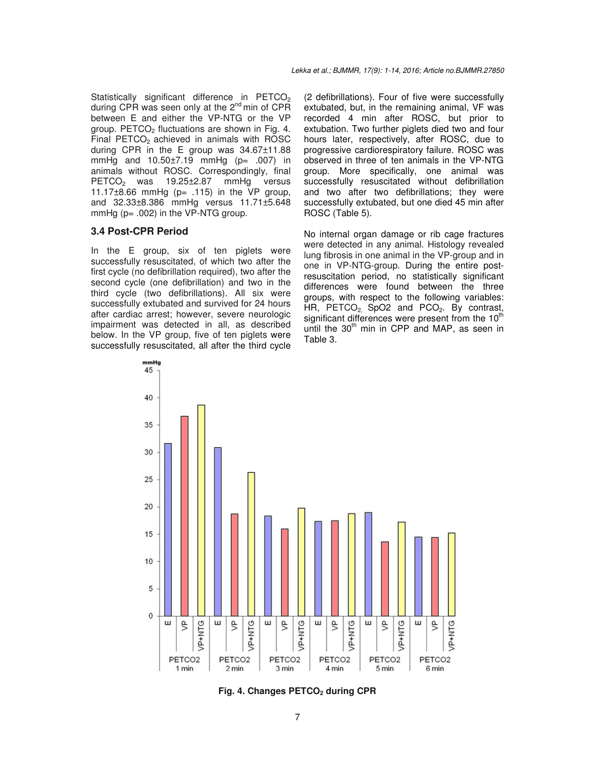Statistically significant difference in $PETCO_2$ during CPR was seen only at the 2[nd] min of CPR between E and either the VP-NTG or the VP group. $PETCO_2$ fluctuations are shown in Fig. 4. Final $PETCO_2$ achieved in animals with ROSC during CPR in the E group was 34.67±11.88 mmHg and 10.50±7.19 mmHg (p= .007) in animals without ROSC. Correspondingly, final $PETCO_2$ was 19.25±2.87 mmHg versus 11.17±8.66 mmHg (p= .115) in the VP group, and 32.33±8.386 mmHg versus 11.71±5.648 mmHg (p= .002) in the VP-NTG group.

### 3.4 Post-CPR Period

In the E group, six of ten piglets were successfully resuscitated, of which two after the first cycle (no defibrillation required), two after the second cycle (one defibrillation) and two in the third cycle (two defibrillations). All six were successfully extubated and survived for 24 hours after cardiac arrest; however, severe neurologic impairment was detected in all, as described below. In the VP group, five of ten piglets were successfully resuscitated, all after the third cycle (2 defibrillations). Four of five were successfully extubated, but, in the remaining animal, VF was recorded 4 min after ROSC, but prior to extubation. Two further piglets died two and four hours later, respectively, after ROSC, due to progressive cardiorespiratory failure. ROSC was observed in three of ten animals in the VP-NTG group. More specifically, one animal was successfully resuscitated without defibrillation and two after two defibrillations; they were successfully extubated, but one died 45 min after ROSC (Table 5).

No internal organ damage or rib cage fractures were detected in any animal. Histology revealed lung fibrosis in one animal in the VP-group and in one in VP-NTG-group. During the entire post-resuscitation period, no statistically significant differences were found between the three groups, with respect to the following variables: HR, $PETCO_2$, SpO2 and $PCO_2$. By contrast, significant differences were present from the 10[th] until the 30[th] min in CPP and MAP, as seen in Table 3.

**Fig. 4. Changes $PETCO_2$ during CPR**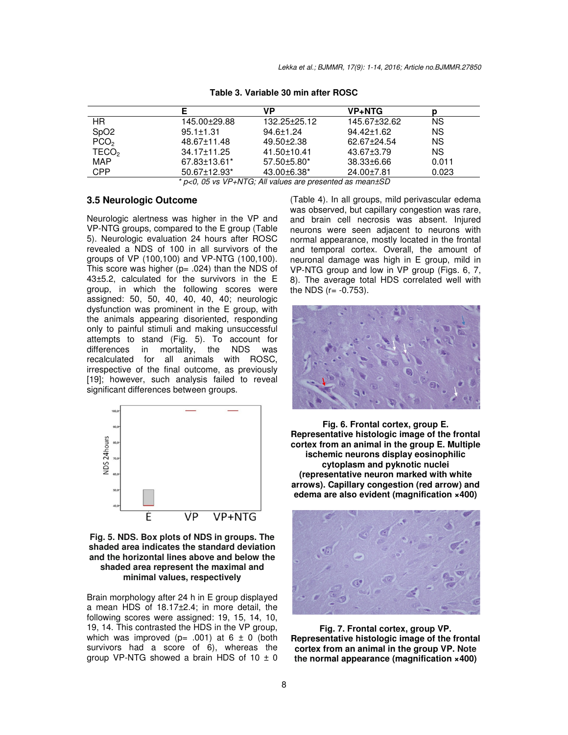**Table 3. Variable 30 min after ROSC**

| | E | VP | VP+NTG | p |
|---|---|---|---|---|
| HR | 145.00±29.88 | 132.25±25.12 | 145.67±32.62 | NS |
| SpO2 | 95.1±1.31 | 94.6±1.24 | 94.42±1.62 | NS |
| $PCO_2$ | 48.67±11.48 | 49.50±2.38 | 62.67±24.54 | NS |
| $TECO_2$ | 34.17±11.25 | 41.50±10.41 | 43.67±3.79 | NS |
| MAP | 67.83±13.61* | 57.50±5.80* | 38.33±6.66 | 0.011 |
| CPP | 50.67±12.93* | 43.00±6.38* | 24.00±7.81 | 0.023 |

*\* p<0, 05 vs VP+NTG; All values are presented as mean±SD*

### 3.5 Neurologic Outcome

Neurologic alertness was higher in the VP and VP-NTG groups, compared to the E group (Table 5). Neurologic evaluation 24 hours after ROSC revealed a NDS of 100 in all survivors of the groups of VP (100,100) and VP-NTG (100,100). This score was higher (p= .024) than the NDS of 43±5.2, calculated for the survivors in the E group, in which the following scores were assigned: 50, 50, 40, 40, 40, 40; neurologic dysfunction was prominent in the E group, with the animals appearing disoriented, responding only to painful stimuli and making unsuccessful attempts to stand (Fig. 5). To account for differences in mortality, the NDS was recalculated for all animals with ROSC, irrespective of the final outcome, as previously [19]; however, such analysis failed to reveal significant differences between groups.

**Fig. 5. NDS. Box plots of NDS in groups. The shaded area indicates the standard deviation and the horizontal lines above and below the shaded area represent the maximal and minimal values, respectively**

Brain morphology after 24 h in E group displayed a mean HDS of 18.17±2.4; in more detail, the following scores were assigned: 19, 15, 14, 10, 19, 14. This contrasted the HDS in the VP group, which was improved (p= .001) at 6 ± 0 (both survivors had a score of 6), whereas the group VP-NTG showed a brain HDS of 10 ± 0 (Table 4). In all groups, mild perivascular edema was observed, but capillary congestion was rare, and brain cell necrosis was absent. Injured neurons were seen adjacent to neurons with normal appearance, mostly located in the frontal and temporal cortex. Overall, the amount of neuronal damage was high in E group, mild in VP-NTG group and low in VP group (Figs. 6, 7, 8). The average total HDS correlated well with the NDS (r= -0.753).

**Fig. 6. Frontal cortex, group E. Representative histologic image of the frontal cortex from an animal in the group E. Multiple ischemic neurons display eosinophilic cytoplasm and pyknotic nuclei (representative neuron marked with white arrows). Capillary congestion (red arrow) and edema are also evident (magnification ×400)**

**Fig. 7. Frontal cortex, group VP. Representative histologic image of the frontal cortex from an animal in the group VP. Note the normal appearance (magnification ×400)**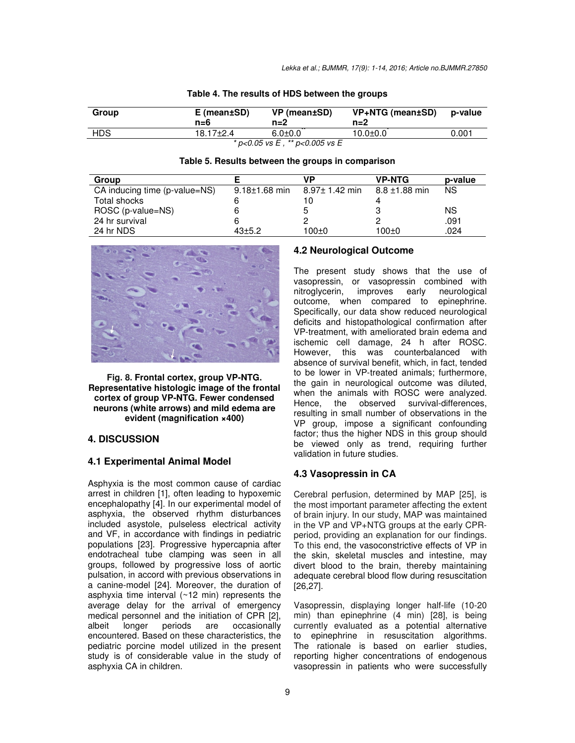**Table 4. The results of HDS between the groups**

| Group | E (mean±SD) n=6 | VP (mean±SD) n=2 | VP+NTG (mean±SD) n=2 | p-value |
|---|---|---|---|---|
| HDS | 18.17±2.4 | 6.0±0.0** | 10.0±0.0* | 0.001 |

*$p<0.05$ vs E , ** $p<0.005$ vs E*

**Table 5. Results between the groups in comparison**

| Group | E | VP | VP-NTG | p-value |
|---|---|---|---|---|
| CA inducing time (p-value=NS) | 9.18±1.68 min | 8.97± 1.42 min | 8.8 ±1.88 min | NS |
| Total shocks | 6 | 10 | 4 | |
| ROSC (p-value=NS) | 6 | 5 | 3 | NS |
| 24 hr survival | 6 | 2 | 2 | .091 |
| 24 hr NDS | 43±5.2 | 100±0 | 100±0 | .024 |

**Fig. 8. Frontal cortex, group VP-NTG. Representative histologic image of the frontal cortex of group VP-NTG. Fewer condensed neurons (white arrows) and mild edema are evident (magnification ×400)**

## 4. DISCUSSION

### 4.1 Experimental Animal Model

Asphyxia is the most common cause of cardiac arrest in children [1], often leading to hypoxemic encephalopathy [4]. In our experimental model of asphyxia, the observed rhythm disturbances included asystole, pulseless electrical activity and VF, in accordance with findings in pediatric populations [23]. Progressive hypercapnia after endotracheal tube clamping was seen in all groups, followed by progressive loss of aortic pulsation, in accord with previous observations in a canine-model [24]. Moreover, the duration of asphyxia time interval (~12 min) represents the average delay for the arrival of emergency medical personnel and the initiation of CPR [2], albeit longer periods are occasionally encountered. Based on these characteristics, the pediatric porcine model utilized in the present study is of considerable value in the study of asphyxia CA in children.

### 4.2 Neurological Outcome

The present study shows that the use of vasopressin, or vasopressin combined with nitroglycerin, improves early neurological outcome, when compared to epinephrine. Specifically, our data show reduced neurological deficits and histopathological confirmation after VP-treatment, with ameliorated brain edema and ischemic cell damage, 24 h after ROSC. However, this was counterbalanced with absence of survival benefit, which, in fact, tended to be lower in VP-treated animals; furthermore, the gain in neurological outcome was diluted, when the animals with ROSC were analyzed. Hence, the observed survival-differences, resulting in small number of observations in the VP group, impose a significant confounding factor; thus the higher NDS in this group should be viewed only as trend, requiring further validation in future studies.

### 4.3 Vasopressin in CA

Cerebral perfusion, determined by MAP [25], is the most important parameter affecting the extent of brain injury. In our study, MAP was maintained in the VP and VP+NTG groups at the early CPR-period, providing an explanation for our findings. To this end, the vasoconstrictive effects of VP in the skin, skeletal muscles and intestine, may divert blood to the brain, thereby maintaining adequate cerebral blood flow during resuscitation [26,27].

Vasopressin, displaying longer half-life (10-20 min) than epinephrine (4 min) [28], is being currently evaluated as a potential alternative to epinephrine in resuscitation algorithms. The rationale is based on earlier studies, reporting higher concentrations of endogenous vasopressin in patients who were successfully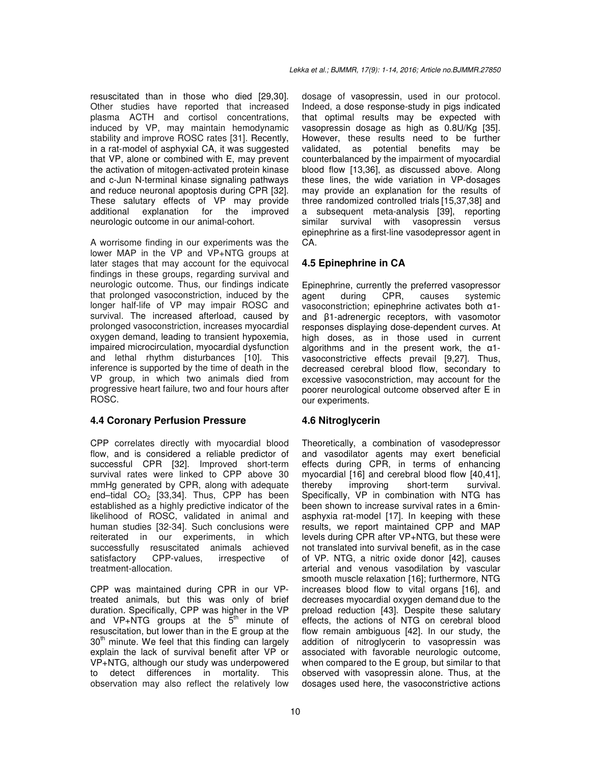resuscitated than in those who died [29,30]. Other studies have reported that increased plasma ACTH and cortisol concentrations, induced by VP, may maintain hemodynamic stability and improve ROSC rates [31]. Recently, in a rat-model of asphyxial CA, it was suggested that VP, alone or combined with E, may prevent the activation of mitogen-activated protein kinase and c-Jun N-terminal kinase signaling pathways and reduce neuronal apoptosis during CPR [32]. These salutary effects of VP may provide additional explanation for the improved neurologic outcome in our animal-cohort.

A worrisome finding in our experiments was the lower MAP in the VP and VP+NTG groups at later stages that may account for the equivocal findings in these groups, regarding survival and neurologic outcome. Thus, our findings indicate that prolonged vasoconstriction, induced by the longer half-life of VP may impair ROSC and survival. The increased afterload, caused by prolonged vasoconstriction, increases myocardial oxygen demand, leading to transient hypoxemia, impaired microcirculation, myocardial dysfunction and lethal rhythm disturbances [10]. This inference is supported by the time of death in the VP group, in which two animals died from progressive heart failure, two and four hours after ROSC.

### 4.4 Coronary Perfusion Pressure

CPP correlates directly with myocardial blood flow, and is considered a reliable predictor of successful CPR [32]. Improved short-term survival rates were linked to CPP above 30 mmHg generated by CPR, along with adequate end–tidal $CO_2$ [33,34]. Thus, CPP has been established as a highly predictive indicator of the likelihood of ROSC, validated in animal and human studies [32-34]. Such conclusions were reiterated in our experiments, in which successfully resuscitated animals achieved satisfactory CPP-values, irrespective of treatment-allocation.

CPP was maintained during CPR in our VP-treated animals, but this was only of brief duration. Specifically, CPP was higher in the VP and VP+NTG groups at the 5th minute of resuscitation, but lower than in the E group at the 30th minute. We feel that this finding can largely explain the lack of survival benefit after VP or VP+NTG, although our study was underpowered to detect differences in mortality. This observation may also reflect the relatively low dosage of vasopressin, used in our protocol. Indeed, a dose response-study in pigs indicated that optimal results may be expected with vasopressin dosage as high as 0.8U/Kg [35]. However, these results need to be further validated, as potential benefits may be counterbalanced by the impairment of myocardial blood flow [13,36], as discussed above. Along these lines, the wide variation in VP-dosages may provide an explanation for the results of three randomized controlled trials [15,37,38] and a subsequent meta-analysis [39], reporting similar survival with vasopressin versus epinephrine as a first-line vasodepressor agent in CA.

### 4.5 Epinephrine in CA

Epinephrine, currently the preferred vasopressor agent during CPR, causes systemic vasoconstriction; epinephrine activates both α1- and β1-adrenergic receptors, with vasomotor responses displaying dose-dependent curves. At high doses, as in those used in current algorithms and in the present work, the α1-vasoconstrictive effects prevail [9,27]. Thus, decreased cerebral blood flow, secondary to excessive vasoconstriction, may account for the poorer neurological outcome observed after E in our experiments.

### 4.6 Nitroglycerin

Theoretically, a combination of vasodepressor and vasodilator agents may exert beneficial effects during CPR, in terms of enhancing myocardial [16] and cerebral blood flow [40,41], thereby improving short-term survival. Specifically, VP in combination with NTG has been shown to increase survival rates in a 6min-asphyxia rat-model [17]. In keeping with these results, we report maintained CPP and MAP levels during CPR after VP+NTG, but these were not translated into survival benefit, as in the case of VP. NTG, a nitric oxide donor [42], causes arterial and venous vasodilation by vascular smooth muscle relaxation [16]; furthermore, NTG increases blood flow to vital organs [16], and decreases myocardial oxygen demand due to the preload reduction [43]. Despite these salutary effects, the actions of NTG on cerebral blood flow remain ambiguous [42]. In our study, the addition of nitroglycerin to vasopressin was associated with favorable neurologic outcome, when compared to the E group, but similar to that observed with vasopressin alone. Thus, at the dosages used here, the vasoconstrictive actions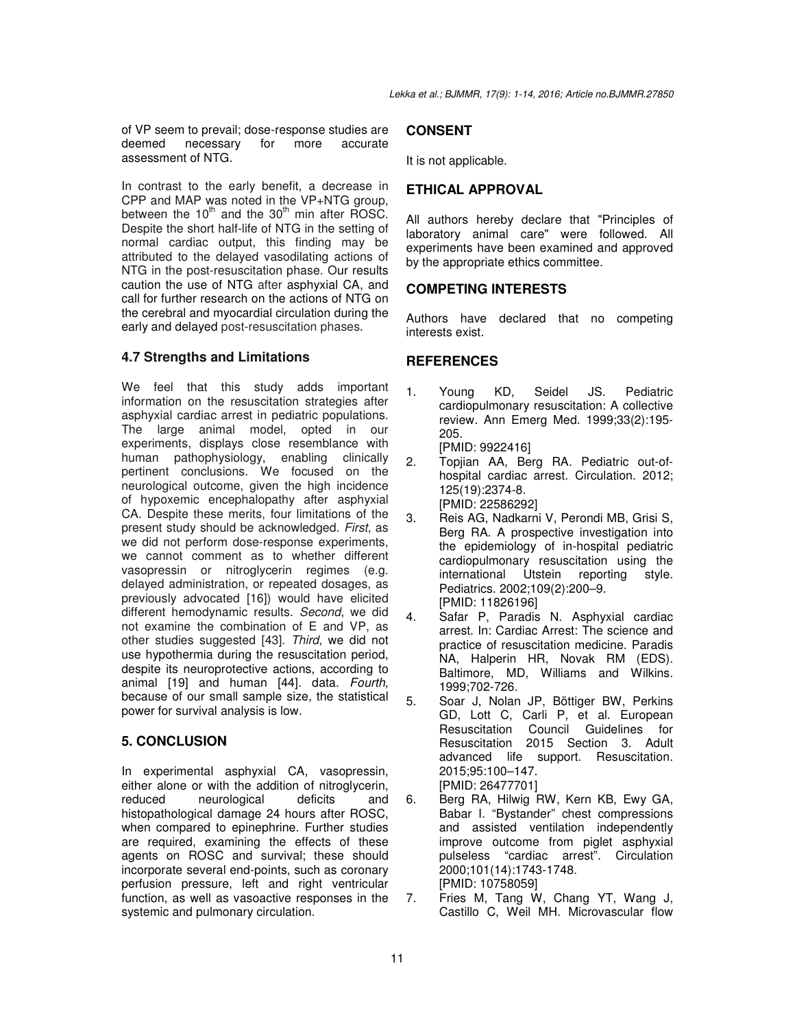of VP seem to prevail; dose-response studies are deemed necessary for more accurate assessment of NTG.

In contrast to the early benefit, a decrease in CPP and MAP was noted in the VP+NTG group, between the $10^{th}$ and the $30^{th}$ min after ROSC. Despite the short half-life of NTG in the setting of normal cardiac output, this finding may be attributed to the delayed vasodilating actions of NTG in the post-resuscitation phase. Our results caution the use of NTG after asphyxial CA, and call for further research on the actions of NTG on the cerebral and myocardial circulation during the early and delayed post-resuscitation phases.

### 4.7 Strengths and Limitations

We feel that this study adds important information on the resuscitation strategies after asphyxial cardiac arrest in pediatric populations. The large animal model, opted in our experiments, displays close resemblance with human pathophysiology, enabling clinically pertinent conclusions. We focused on the neurological outcome, given the high incidence of hypoxemic encephalopathy after asphyxial CA. Despite these merits, four limitations of the present study should be acknowledged. *First*, as we did not perform dose-response experiments, we cannot comment as to whether different vasopressin or nitroglycerin regimes (e.g. delayed administration, or repeated dosages, as previously advocated [16]) would have elicited different hemodynamic results. *Second*, we did not examine the combination of E and VP, as other studies suggested [43]. *Third*, we did not use hypothermia during the resuscitation period, despite its neuroprotective actions, according to animal [19] and human [44]. data. *Fourth*, because of our small sample size, the statistical power for survival analysis is low.

## 5. CONCLUSION

In experimental asphyxial CA, vasopressin, either alone or with the addition of nitroglycerin, reduced neurological deficits and histopathological damage 24 hours after ROSC, when compared to epinephrine. Further studies are required, examining the effects of these agents on ROSC and survival; these should incorporate several end-points, such as coronary perfusion pressure, left and right ventricular function, as well as vasoactive responses in the systemic and pulmonary circulation.

## CONSENT

It is not applicable.

## ETHICAL APPROVAL

All authors hereby declare that "Principles of laboratory animal care" were followed. All experiments have been examined and approved by the appropriate ethics committee.

## COMPETING INTERESTS

Authors have declared that no competing interests exist.

## REFERENCES

1. Young KD, Seidel JS. Pediatric cardiopulmonary resuscitation: A collective review. Ann Emerg Med. 1999;33(2):195-205.
[PMID: 9922416]
2. Topjian AA, Berg RA. Pediatric out-of-hospital cardiac arrest. Circulation. 2012; 125(19):2374-8.
[PMID: 22586292]
3. Reis AG, Nadkarni V, Perondi MB, Grisi S, Berg RA. A prospective investigation into the epidemiology of in-hospital pediatric cardiopulmonary resuscitation using the international Utstein reporting style. Pediatrics. 2002;109(2):200–9.
[PMID: 11826196]
4. Safar P, Paradis N. Asphyxial cardiac arrest. In: Cardiac Arrest: The science and practice of resuscitation medicine. Paradis NA, Halperin HR, Novak RM (EDS). Baltimore, MD, Williams and Wilkins. 1999;702-726.
5. Soar J, Nolan JP, Böttiger BW, Perkins GD, Lott C, Carli P, et al. European Resuscitation Council Guidelines for Resuscitation 2015 Section 3. Adult advanced life support. Resuscitation. 2015;95:100–147.
[PMID: 26477701]
6. Berg RA, Hilwig RW, Kern KB, Ewy GA, Babar I. "Bystander" chest compressions and assisted ventilation independently improve outcome from piglet asphyxial pulseless "cardiac arrest". Circulation 2000;101(14):1743-1748.
[PMID: 10758059]
7. Fries M, Tang W, Chang YT, Wang J, Castillo C, Weil MH. Microvascular flow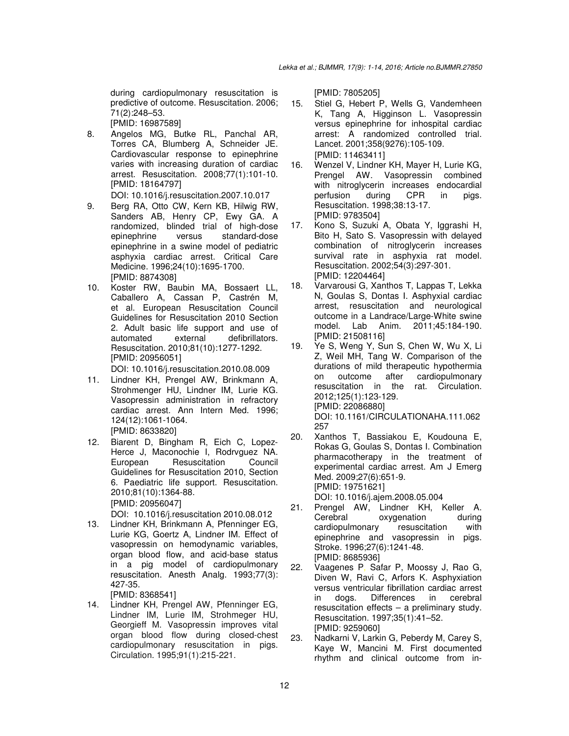during cardiopulmonary resuscitation is predictive of outcome. Resuscitation. 2006; 71(2):248–53.
[PMID: 16987589]

8. Angelos MG, Butke RL, Panchal AR, Torres CA, Blumberg A, Schneider JE. Cardiovascular response to epinephrine varies with increasing duration of cardiac arrest. Resuscitation. 2008;77(1):101-10.
[PMID: 18164797]
DOI: 10.1016/j.resuscitation.2007.10.017
9. Berg RA, Otto CW, Kern KB, Hilwig RW, Sanders AB, Henry CP, Ewy GA. A randomized, blinded trial of high-dose epinephrine versus standard-dose epinephrine in a swine model of pediatric asphyxia cardiac arrest. Critical Care Medicine. 1996;24(10):1695-1700.
[PMID: 8874308]
10. Koster RW, Baubin MA, Bossaert LL, Caballero A, Cassan P, Castrén M, et al. European Resuscitation Council Guidelines for Resuscitation 2010 Section 2. Adult basic life support and use of automated external defibrillators. Resuscitation. 2010;81(10):1277-1292.
[PMID: 20956051]
DOI: 10.1016/j.resuscitation.2010.08.009
11. Lindner KH, Prengel AW, Brinkmann A, Strohmenger HU, Lindner IM, Lurie KG. Vasopressin administration in refractory cardiac arrest. Ann Intern Med. 1996; 124(12):1061-1064.
[PMID: 8633820]
12. Biarent D, Bingham R, Eich C, Lopez-Herce J, Maconochie I, Rodrvguez NA. European Resuscitation Council Guidelines for Resuscitation 2010, Section 6. Paediatric life support. Resuscitation. 2010;81(10):1364-88.
[PMID: 20956047]
DOI: 10.1016/j.resuscitation 2010.08.012
13. Lindner KH, Brinkmann A, Pfenninger EG, Lurie KG, Goertz A, Lindner IM. Effect of vasopressin on hemodynamic variables, organ blood flow, and acid-base status in a pig model of cardiopulmonary resuscitation. Anesth Analg. 1993;77(3): 427-35.
[PMID: 8368541]
14. Lindner KH, Prengel AW, Pfenninger EG, Lindner IM, Lurie IM, Strohmeger HU, Georgieff M. Vasopressin improves vital organ blood flow during closed-chest cardiopulmonary resuscitation in pigs. Circulation. 1995;91(1):215-221.
[PMID: 7805205]
15. Stiel G, Hebert P, Wells G, Vandemheen K, Tang A, Higginson L. Vasopressin versus epinephrine for inhospital cardiac arrest: A randomized controlled trial. Lancet. 2001;358(9276):105-109.
[PMID: 11463411]
16. Wenzel V, Lindner KH, Mayer H, Lurie KG, Prengel AW. Vasopressin combined with nitroglycerin increases endocardial perfusion during CPR in pigs. Resuscitation. 1998;38:13-17.
[PMID: 9783504]
17. Kono S, Suzuki A, Obata Y, Iggrashi H, Bito H, Sato S. Vasopressin with delayed combination of nitroglycerin increases survival rate in asphyxia rat model. Resuscitation. 2002;54(3):297-301.
[PMID: 12204464]
18. Varvarousi G, Xanthos T, Lappas T, Lekka N, Goulas S, Dontas I. Asphyxial cardiac arrest, resuscitation and neurological outcome in a Landrace/Large-White swine model. Lab Anim. 2011;45:184-190.
[PMID: 21508116]
19. Ye S, Weng Y, Sun S, Chen W, Wu X, Li Z, Weil MH, Tang W. Comparison of the durations of mild therapeutic hypothermia on outcome after cardiopulmonary resuscitation in the rat. Circulation. 2012;125(1):123-129.
[PMID: 22086880]
DOI: 10.1161/CIRCULATIONAHA.111.062257
20. Xanthos T, Bassiakou E, Koudouna E, Rokas G, Goulas S, Dontas I. Combination pharmacotherapy in the treatment of experimental cardiac arrest. Am J Emerg Med. 2009;27(6):651-9.
[PMID: 19751621]
DOI: 10.1016/j.ajem.2008.05.004
21. Prengel AW, Lindner KH, Keller A. Cerebral oxygenation during cardiopulmonary resuscitation with epinephrine and vasopressin in pigs. Stroke. 1996;27(6):1241-48.
[PMID: 8685936]
22. Vaagenes P, Safar P, Moossy J, Rao G, Diven W, Ravi C, Arfors K. Asphyxiation versus ventricular fibrillation cardiac arrest in dogs. Differences in cerebral resuscitation effects – a preliminary study. Resuscitation. 1997;35(1):41–52.
[PMID: 9259060]
23. Nadkarni V, Larkin G, Peberdy M, Carey S, Kaye W, Mancini M. First documented rhythm and clinical outcome from in-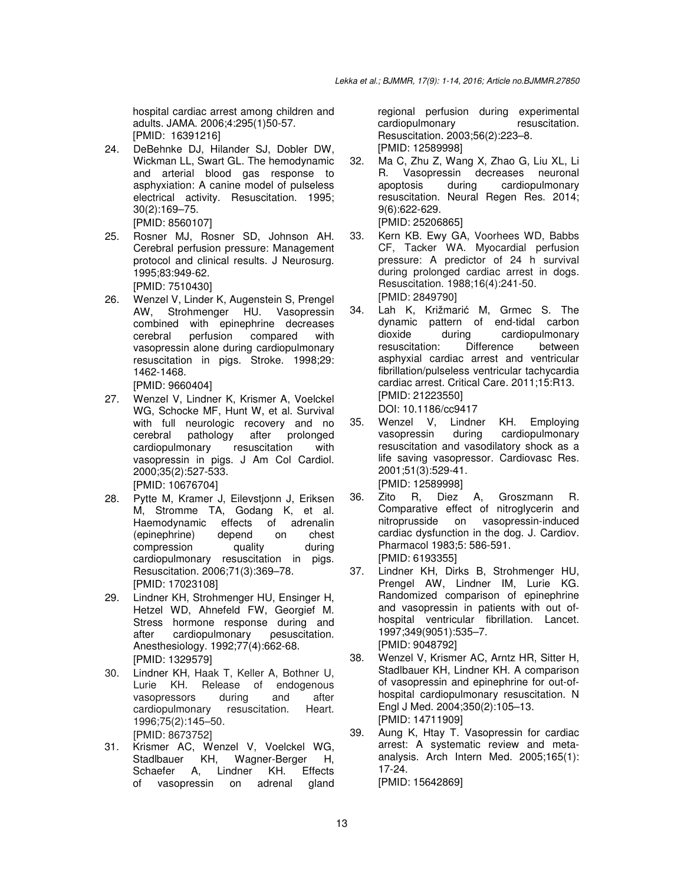hospital cardiac arrest among children and adults. JAMA. 2006;4:295(1)50-57. [PMID: 16391216]

24. DeBehnke DJ, Hilander SJ, Dobler DW, Wickman LL, Swart GL. The hemodynamic and arterial blood gas response to asphyxiation: A canine model of pulseless electrical activity. Resuscitation. 1995; 30(2):169–75. [PMID: 8560107]

25. Rosner MJ, Rosner SD, Johnson AH. Cerebral perfusion pressure: Management protocol and clinical results. J Neurosurg. 1995;83:949-62. [PMID: 7510430]

26. Wenzel V, Linder K, Augenstein S, Prengel AW, Strohmenger HU. Vasopressin combined with epinephrine decreases cerebral perfusion compared with vasopressin alone during cardiopulmonary resuscitation in pigs. Stroke. 1998;29: 1462-1468. [PMID: 9660404]

27. Wenzel V, Lindner K, Krismer A, Voelckel WG, Schocke MF, Hunt W, et al. Survival with full neurologic recovery and no cerebral pathology after prolonged cardiopulmonary resuscitation with vasopressin in pigs. J Am Col Cardiol. 2000;35(2):527-533. [PMID: 10676704]

28. Pytte M, Kramer J, Eilevstjonn J, Eriksen M, Stromme TA, Godang K, et al. Haemodynamic effects of adrenalin (epinephrine) depend on chest compression quality during cardiopulmonary resuscitation in pigs. Resuscitation. 2006;71(3):369–78. [PMID: 17023108]

29. Lindner KH, Strohmenger HU, Ensinger H, Hetzel WD, Ahnefeld FW, Georgief M. Stress hormone response during and after cardiopulmonary pesuscitation. Anesthesiology. 1992;77(4):662-68. [PMID: 1329579]

30. Lindner KH, Haak T, Keller A, Bothner U, Lurie KH. Release of endogenous vasopressors during and after cardiopulmonary resuscitation. Heart. 1996;75(2):145–50. [PMID: 8673752]

31. Krismer AC, Wenzel V, Voelckel WG, Stadlbauer KH, Wagner-Berger H, Schaefer A, Lindner KH. Effects of vasopressin on adrenal gland regional perfusion during experimental cardiopulmonary resuscitation. Resuscitation. 2003;56(2):223–8. [PMID: 12589998]

32. Ma C, Zhu Z, Wang X, Zhao G, Liu XL, Li R. Vasopressin decreases neuronal apoptosis during cardiopulmonary resuscitation. Neural Regen Res. 2014; 9(6):622-629. [PMID: 25206865]

33. Kern KB. Ewy GA, Voorhees WD, Babbs CF, Tacker WA. Myocardial perfusion pressure: A predictor of 24 h survival during prolonged cardiac arrest in dogs. Resuscitation. 1988;16(4):241-50. [PMID: 2849790]

34. Lah K, Križmarić M, Grmec S. The dynamic pattern of end-tidal carbon dioxide during cardiopulmonary resuscitation: Difference between asphyxial cardiac arrest and ventricular fibrillation/pulseless ventricular tachycardia cardiac arrest. Critical Care. 2011;15:R13. [PMID: 21223550] DOI: 10.1186/cc9417

35. Wenzel V, Lindner KH. Employing vasopressin during cardiopulmonary resuscitation and vasodilatory shock as a life saving vasopressor. Cardiovasc Res. 2001;51(3):529-41. [PMID: 12589998]

36. Zito R, Diez A, Groszmann R. Comparative effect of nitroglycerin and nitroprusside on vasopressin-induced cardiac dysfunction in the dog. J. Cardiov. Pharmacol 1983;5: 586-591. [PMID: 6193355]

37. Lindner KH, Dirks B, Strohmenger HU, Prengel AW, Lindner IM, Lurie KG. Randomized comparison of epinephrine and vasopressin in patients with out of-hospital ventricular fibrillation. Lancet. 1997;349(9051):535–7. [PMID: 9048792]

38. Wenzel V, Krismer AC, Arntz HR, Sitter H, Stadlbauer KH, Lindner KH. A comparison of vasopressin and epinephrine for out-of-hospital cardiopulmonary resuscitation. N Engl J Med. 2004;350(2):105–13. [PMID: 14711909]

39. Aung K, Htay T. Vasopressin for cardiac arrest: A systematic review and meta-analysis. Arch Intern Med. 2005;165(1): 17-24. [PMID: 15642869]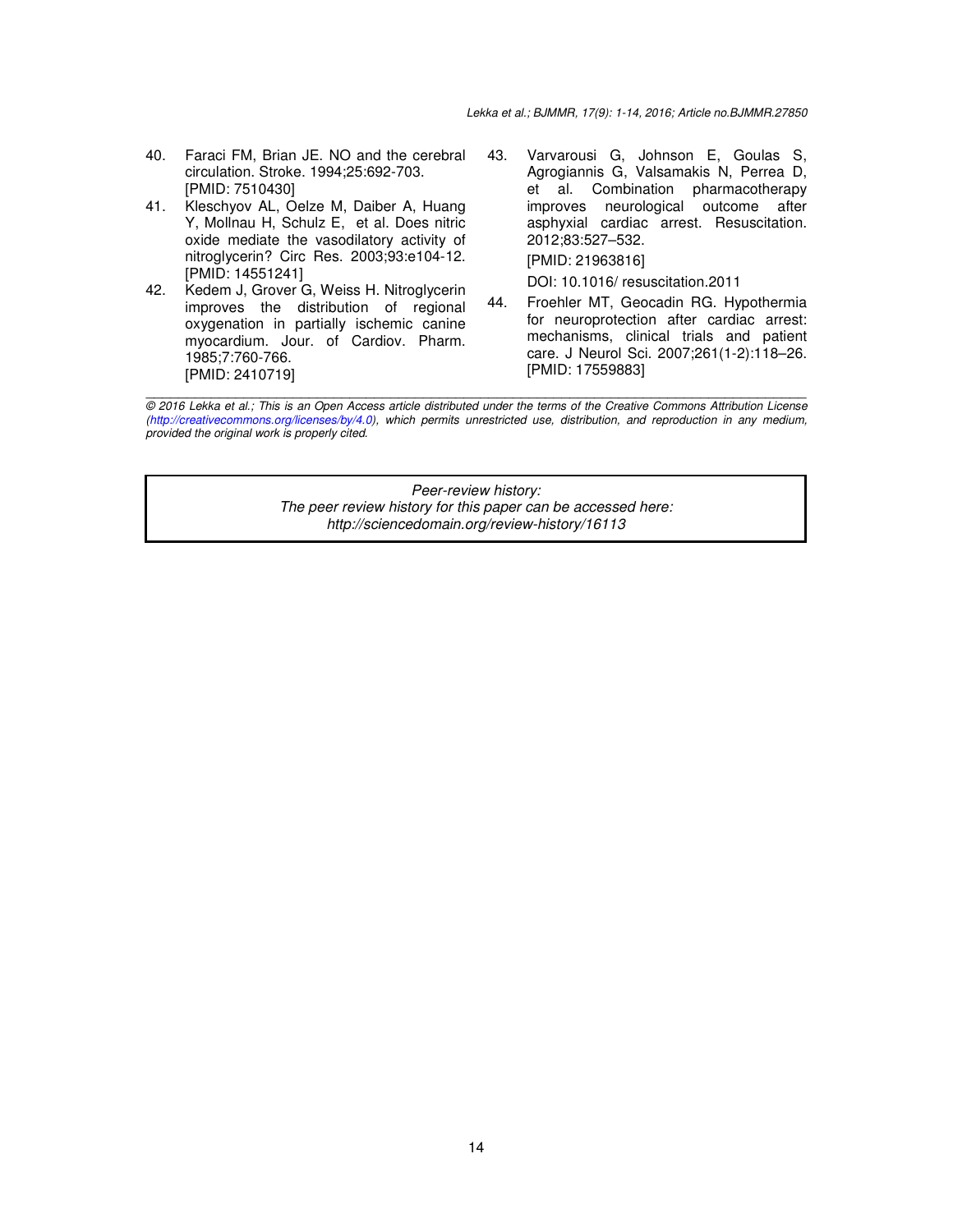40. Faraci FM, Brian JE. NO and the cerebral circulation. Stroke. 1994;25:692-703. [PMID: 7510430]
41. Kleschyov AL, Oelze M, Daiber A, Huang Y, Mollnau H, Schulz E, et al. Does nitric oxide mediate the vasodilatory activity of nitroglycerin? Circ Res. 2003;93:e104-12. [PMID: 14551241]
42. Kedem J, Grover G, Weiss H. Nitroglycerin improves the distribution of regional oxygenation in partially ischemic canine myocardium. Jour. of Cardiov. Pharm. 1985;7:760-766. [PMID: 2410719]
43. Varvarousi G, Johnson E, Goulas S, Agrogiannis G, Valsamakis N, Perrea D, et al. Combination pharmacotherapy improves neurological outcome after asphyxial cardiac arrest. Resuscitation. 2012;83:527–532. [PMID: 21963816] DOI: 10.1016/ resuscitation.2011
44. Froehler MT, Geocadin RG. Hypothermia for neuroprotection after cardiac arrest: mechanisms, clinical trials and patient care. J Neurol Sci. 2007;261(1-2):118–26. [PMID: 17559883]

---

*© 2016 Lekka et al.; This is an Open Access article distributed under the terms of the Creative Commons Attribution License (http://creativecommons.org/licenses/by/4.0), which permits unrestricted use, distribution, and reproduction in any medium, provided the original work is properly cited.*

*Peer-review history:*
*The peer review history for this paper can be accessed here:*
*http://sciencedomain.org/review-history/16113*